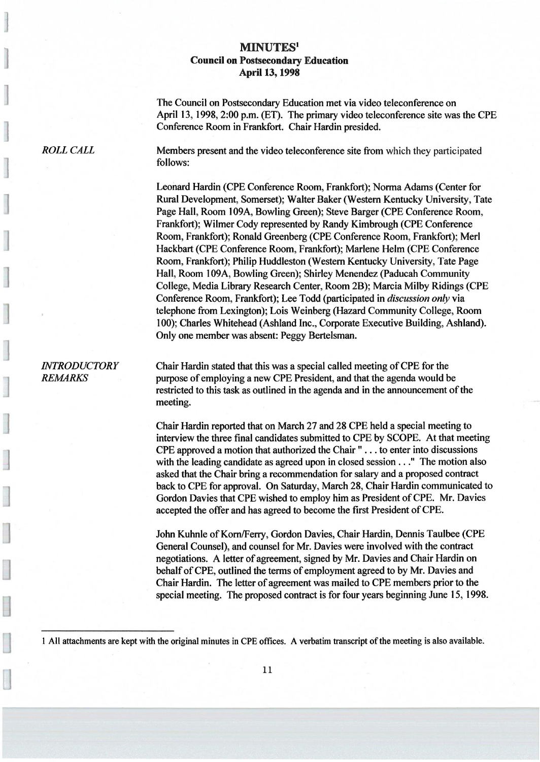# MINUTES[1]

## Council on Postsecondary Education

### April 13, 1998

The Council on Postsecondary Education met via video teleconference on April 13, 1998, 2:00 p.m. (ET). The primary video teleconference site was the CPE Conference Room in Frankfort. Chair Hardin presided.

*ROLL CALL*

Members present and the video teleconference site from which they participated follows:

Leonard Hardin (CPE Conference Room, Frankfort); Norma Adams (Center for Rural Development, Somerset); Walter Baker (Western Kentucky University, Tate Page Hall, Room 109A, Bowling Green); Steve Barger (CPE Conference Room, Frankfort); Wilmer Cody represented by Randy Kimbrough (CPE Conference Room, Frankfort); Ronald Greenberg (CPE Conference Room, Frankfort); Merl Hackbart (CPE Conference Room, Frankfort); Marlene Helm (CPE Conference Room, Frankfort); Philip Huddleston (Western Kentucky University, Tate Page Hall, Room 109A, Bowling Green); Shirley Menendez (Paducah Community College, Media Library Research Center, Room 2B); Marcia Milby Ridings (CPE Conference Room, Frankfort); Lee Todd (participated in *discussion only* via telephone from Lexington); Lois Weinberg (Hazard Community College, Room 100); Charles Whitehead (Ashland Inc., Corporate Executive Building, Ashland). Only one member was absent: Peggy Bertelsman.

*INTRODUCTORY REMARKS*

Chair Hardin stated that this was a special called meeting of CPE for the purpose of employing a new CPE President, and that the agenda would be restricted to this task as outlined in the agenda and in the announcement of the meeting.

Chair Hardin reported that on March 27 and 28 CPE held a special meeting to interview the three final candidates submitted to CPE by SCOPE. At that meeting CPE approved a motion that authorized the Chair " . . . to enter into discussions with the leading candidate as agreed upon in closed session . . ." The motion also asked that the Chair bring a recommendation for salary and a proposed contract back to CPE for approval. On Saturday, March 28, Chair Hardin communicated to Gordon Davies that CPE wished to employ him as President of CPE. Mr. Davies accepted the offer and has agreed to become the first President of CPE.

John Kuhnle of Korn/Ferry, Gordon Davies, Chair Hardin, Dennis Taulbee (CPE General Counsel), and counsel for Mr. Davies were involved with the contract negotiations. A letter of agreement, signed by Mr. Davies and Chair Hardin on behalf of CPE, outlined the terms of employment agreed to by Mr. Davies and Chair Hardin. The letter of agreement was mailed to CPE members prior to the special meeting. The proposed contract is for four years beginning June 15, 1998.

---

[1] All attachments are kept with the original minutes in CPE offices. A verbatim transcript of the meeting is also available.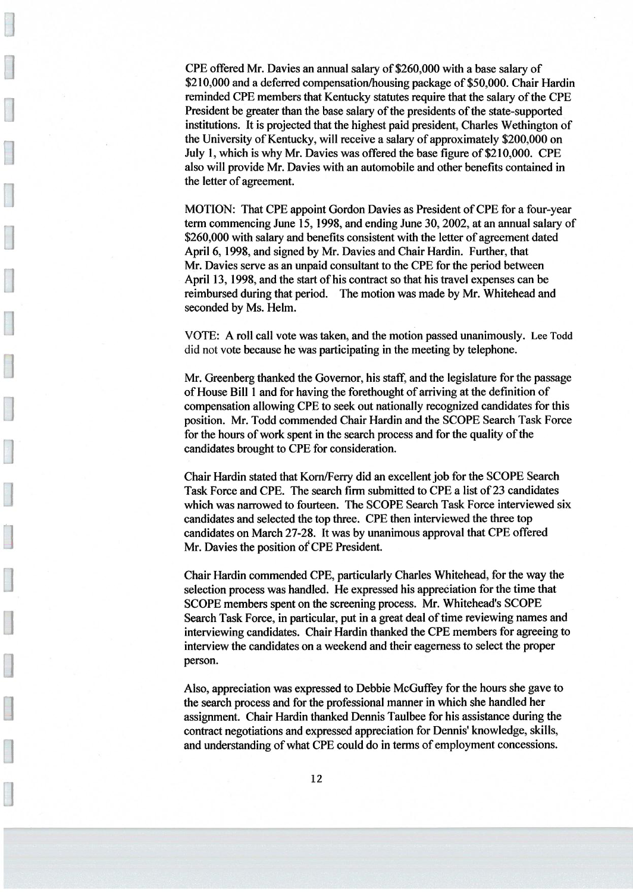CPE offered Mr. Davies an annual salary of $260,000 with a base salary of $210,000 and a deferred compensation/housing package of $50,000. Chair Hardin reminded CPE members that Kentucky statutes require that the salary of the CPE President be greater than the base salary of the presidents of the state-supported institutions. It is projected that the highest paid president, Charles Wethington of the University of Kentucky, will receive a salary of approximately $200,000 on July 1, which is why Mr. Davies was offered the base figure of $210,000. CPE also will provide Mr. Davies with an automobile and other benefits contained in the letter of agreement.

MOTION: That CPE appoint Gordon Davies as President of CPE for a four-year term commencing June 15, 1998, and ending June 30, 2002, at an annual salary of $260,000 with salary and benefits consistent with the letter of agreement dated April 6, 1998, and signed by Mr. Davies and Chair Hardin. Further, that Mr. Davies serve as an unpaid consultant to the CPE for the period between April 13, 1998, and the start of his contract so that his travel expenses can be reimbursed during that period. The motion was made by Mr. Whitehead and seconded by Ms. Helm.

VOTE: A roll call vote was taken, and the motion passed unanimously. Lee Todd did not vote because he was participating in the meeting by telephone.

Mr. Greenberg thanked the Governor, his staff, and the legislature for the passage of House Bill 1 and for having the forethought of arriving at the definition of compensation allowing CPE to seek out nationally recognized candidates for this position. Mr. Todd commended Chair Hardin and the SCOPE Search Task Force for the hours of work spent in the search process and for the quality of the candidates brought to CPE for consideration.

Chair Hardin stated that Korn/Ferry did an excellent job for the SCOPE Search Task Force and CPE. The search firm submitted to CPE a list of 23 candidates which was narrowed to fourteen. The SCOPE Search Task Force interviewed six candidates and selected the top three. CPE then interviewed the three top candidates on March 27-28. It was by unanimous approval that CPE offered Mr. Davies the position of CPE President.

Chair Hardin commended CPE, particularly Charles Whitehead, for the way the selection process was handled. He expressed his appreciation for the time that SCOPE members spent on the screening process. Mr. Whitehead's SCOPE Search Task Force, in particular, put in a great deal of time reviewing names and interviewing candidates. Chair Hardin thanked the CPE members for agreeing to interview the candidates on a weekend and their eagerness to select the proper person.

Also, appreciation was expressed to Debbie McGuffey for the hours she gave to the search process and for the professional manner in which she handled her assignment. Chair Hardin thanked Dennis Taulbee for his assistance during the contract negotiations and expressed appreciation for Dennis' knowledge, skills, and understanding of what CPE could do in terms of employment concessions.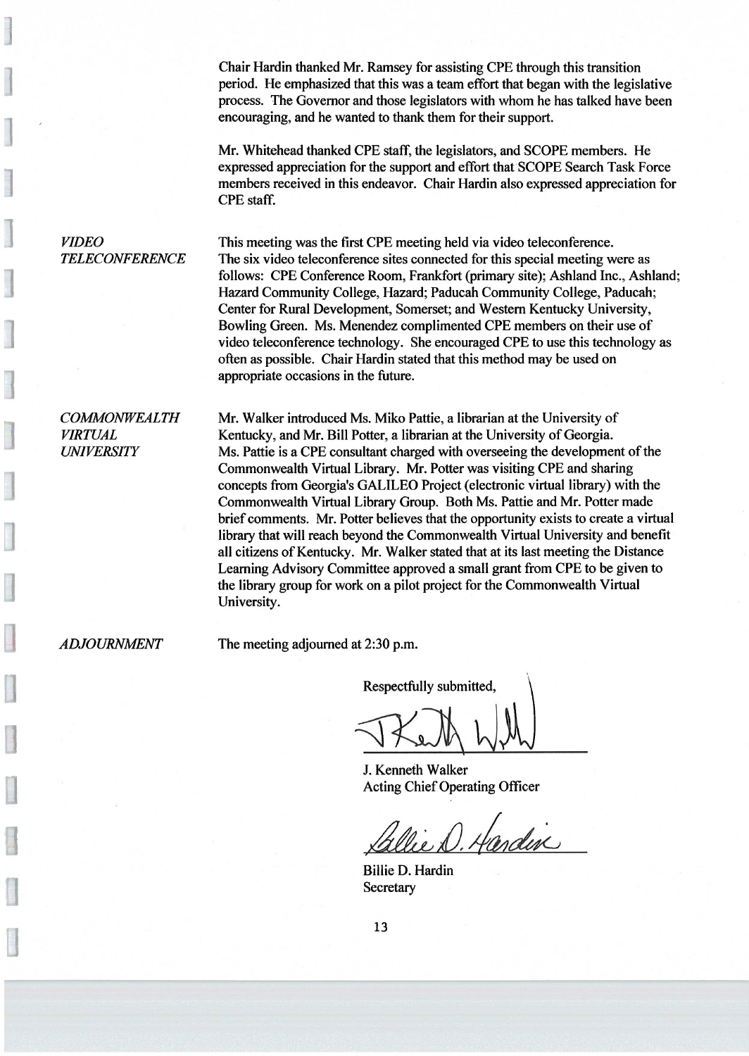Chair Hardin thanked Mr. Ramsey for assisting CPE through this transition period. He emphasized that this was a team effort that began with the legislative process. The Governor and those legislators with whom he has talked have been encouraging, and he wanted to thank them for their support.

Mr. Whitehead thanked CPE staff, the legislators, and SCOPE members. He expressed appreciation for the support and effort that SCOPE Search Task Force members received in this endeavor. Chair Hardin also expressed appreciation for CPE staff.

*VIDEO TELECONFERENCE*

This meeting was the first CPE meeting held via video teleconference. The six video teleconference sites connected for this special meeting were as follows: CPE Conference Room, Frankfort (primary site); Ashland Inc., Ashland; Hazard Community College, Hazard; Paducah Community College, Paducah; Center for Rural Development, Somerset; and Western Kentucky University, Bowling Green. Ms. Menendez complimented CPE members on their use of video teleconference technology. She encouraged CPE to use this technology as often as possible. Chair Hardin stated that this method may be used on appropriate occasions in the future.

*COMMONWEALTH VIRTUAL UNIVERSITY*

Mr. Walker introduced Ms. Miko Pattie, a librarian at the University of Kentucky, and Mr. Bill Potter, a librarian at the University of Georgia. Ms. Pattie is a CPE consultant charged with overseeing the development of the Commonwealth Virtual Library. Mr. Potter was visiting CPE and sharing concepts from Georgia's GALILEO Project (electronic virtual library) with the Commonwealth Virtual Library Group. Both Ms. Pattie and Mr. Potter made brief comments. Mr. Potter believes that the opportunity exists to create a virtual library that will reach beyond the Commonwealth Virtual University and benefit all citizens of Kentucky. Mr. Walker stated that at its last meeting the Distance Learning Advisory Committee approved a small grant from CPE to be given to the library group for work on a pilot project for the Commonwealth Virtual University.

*ADJOURNMENT*

The meeting adjourned at 2:30 p.m.

Respectfully submitted,

J. Kenneth Walker
Acting Chief Operating Officer

Billie D. Hardin
Secretary